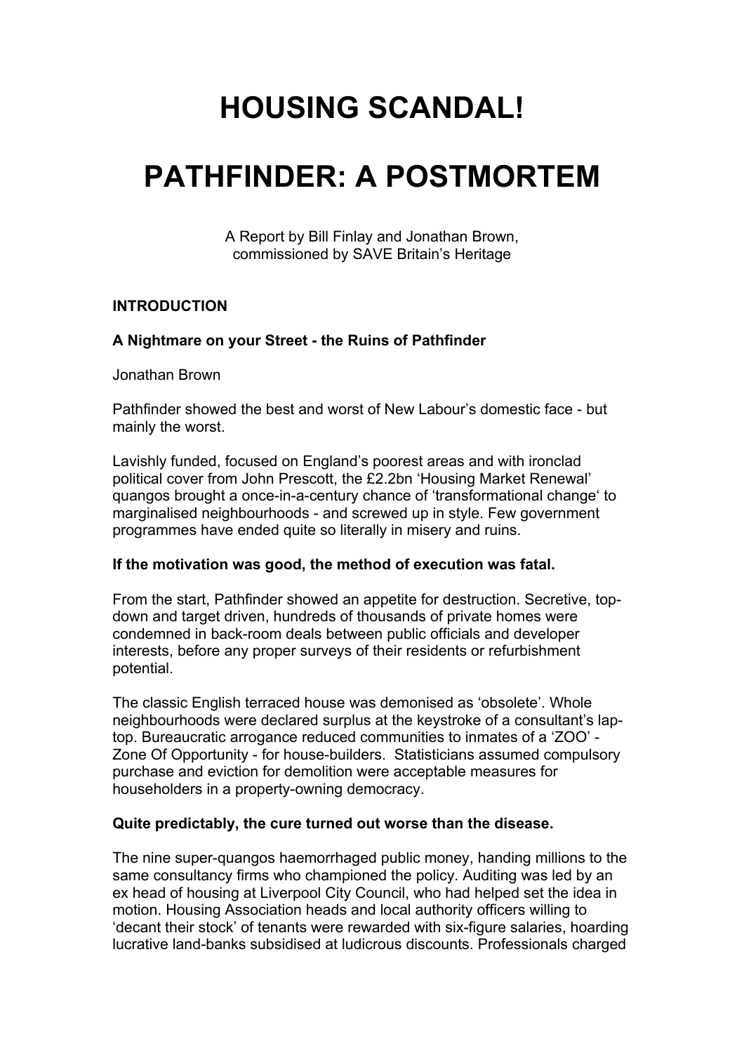# HOUSING SCANDAL!

# PATHFINDER: A POSTMORTEM

A Report by Bill Finlay and Jonathan Brown,
commissioned by SAVE Britain's Heritage

**INTRODUCTION**

**A Nightmare on your Street - the Ruins of Pathfinder**

Jonathan Brown

Pathfinder showed the best and worst of New Labour's domestic face - but mainly the worst.

Lavishly funded, focused on England's poorest areas and with ironclad political cover from John Prescott, the £2.2bn 'Housing Market Renewal' quangos brought a once-in-a-century chance of 'transformational change' to marginalised neighbourhoods - and screwed up in style. Few government programmes have ended quite so literally in misery and ruins.

**If the motivation was good, the method of execution was fatal.**

From the start, Pathfinder showed an appetite for destruction. Secretive, top-down and target driven, hundreds of thousands of private homes were condemned in back-room deals between public officials and developer interests, before any proper surveys of their residents or refurbishment potential.

The classic English terraced house was demonised as 'obsolete'. Whole neighbourhoods were declared surplus at the keystroke of a consultant's lap-top. Bureaucratic arrogance reduced communities to inmates of a 'ZOO' - Zone Of Opportunity - for house-builders. Statisticians assumed compulsory purchase and eviction for demolition were acceptable measures for householders in a property-owning democracy.

**Quite predictably, the cure turned out worse than the disease.**

The nine super-quangos haemorrhaged public money, handing millions to the same consultancy firms who championed the policy. Auditing was led by an ex head of housing at Liverpool City Council, who had helped set the idea in motion. Housing Association heads and local authority officers willing to 'decant their stock' of tenants were rewarded with six-figure salaries, hoarding lucrative land-banks subsidised at ludicrous discounts. Professionals charged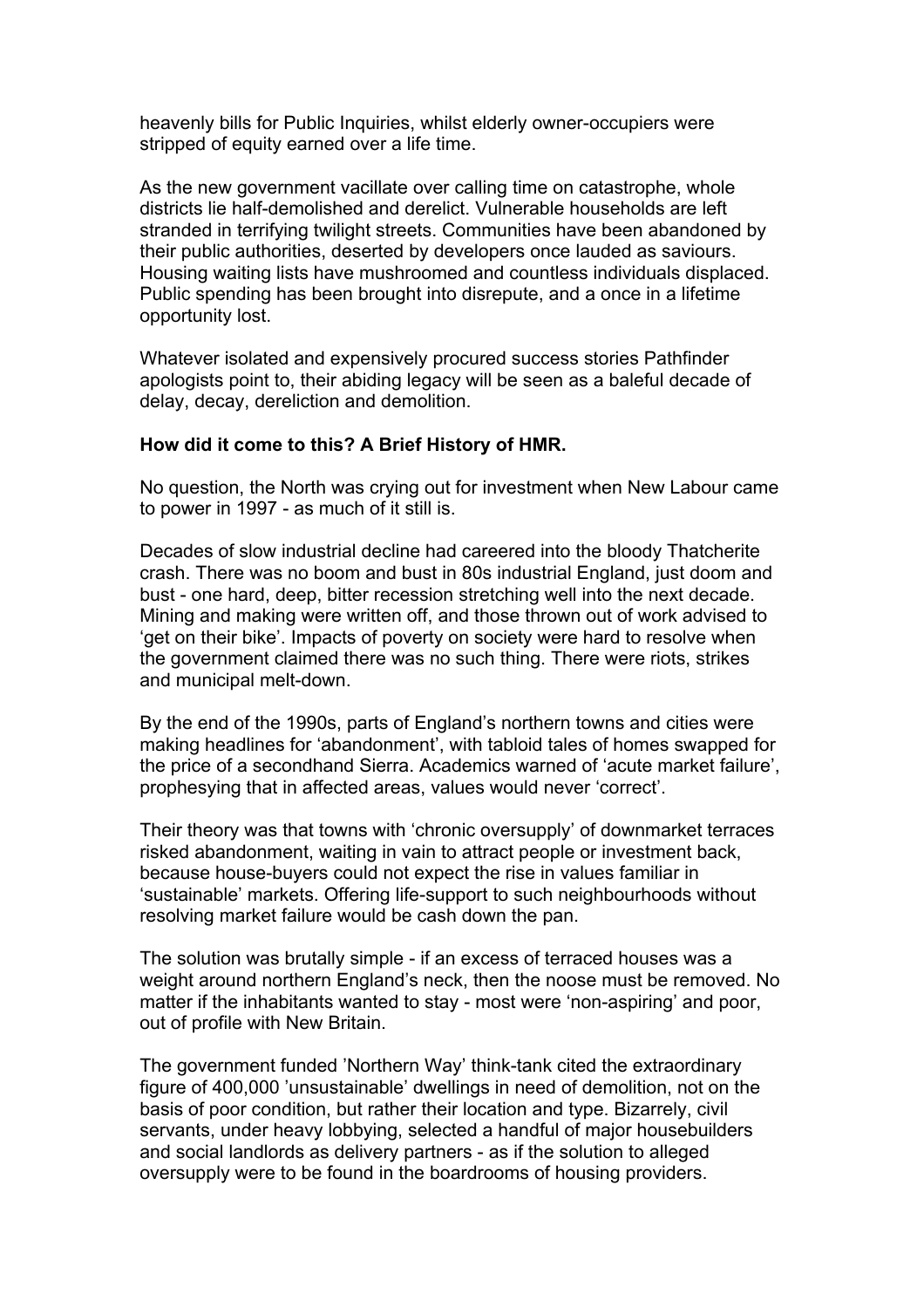heavenly bills for Public Inquiries, whilst elderly owner-occupiers were stripped of equity earned over a life time.

As the new government vacillate over calling time on catastrophe, whole districts lie half-demolished and derelict. Vulnerable households are left stranded in terrifying twilight streets. Communities have been abandoned by their public authorities, deserted by developers once lauded as saviours. Housing waiting lists have mushroomed and countless individuals displaced. Public spending has been brought into disrepute, and a once in a lifetime opportunity lost.

Whatever isolated and expensively procured success stories Pathfinder apologists point to, their abiding legacy will be seen as a baleful decade of delay, decay, dereliction and demolition.

**How did it come to this? A Brief History of HMR.**

No question, the North was crying out for investment when New Labour came to power in 1997 - as much of it still is.

Decades of slow industrial decline had careered into the bloody Thatcherite crash. There was no boom and bust in 80s industrial England, just doom and bust - one hard, deep, bitter recession stretching well into the next decade. Mining and making were written off, and those thrown out of work advised to 'get on their bike'. Impacts of poverty on society were hard to resolve when the government claimed there was no such thing. There were riots, strikes and municipal melt-down.

By the end of the 1990s, parts of England's northern towns and cities were making headlines for 'abandonment', with tabloid tales of homes swapped for the price of a secondhand Sierra. Academics warned of 'acute market failure', prophesying that in affected areas, values would never 'correct'.

Their theory was that towns with 'chronic oversupply' of downmarket terraces risked abandonment, waiting in vain to attract people or investment back, because house-buyers could not expect the rise in values familiar in 'sustainable' markets. Offering life-support to such neighbourhoods without resolving market failure would be cash down the pan.

The solution was brutally simple - if an excess of terraced houses was a weight around northern England's neck, then the noose must be removed. No matter if the inhabitants wanted to stay - most were 'non-aspiring' and poor, out of profile with New Britain.

The government funded 'Northern Way' think-tank cited the extraordinary figure of 400,000 'unsustainable' dwellings in need of demolition, not on the basis of poor condition, but rather their location and type. Bizarrely, civil servants, under heavy lobbying, selected a handful of major housebuilders and social landlords as delivery partners - as if the solution to alleged oversupply were to be found in the boardrooms of housing providers.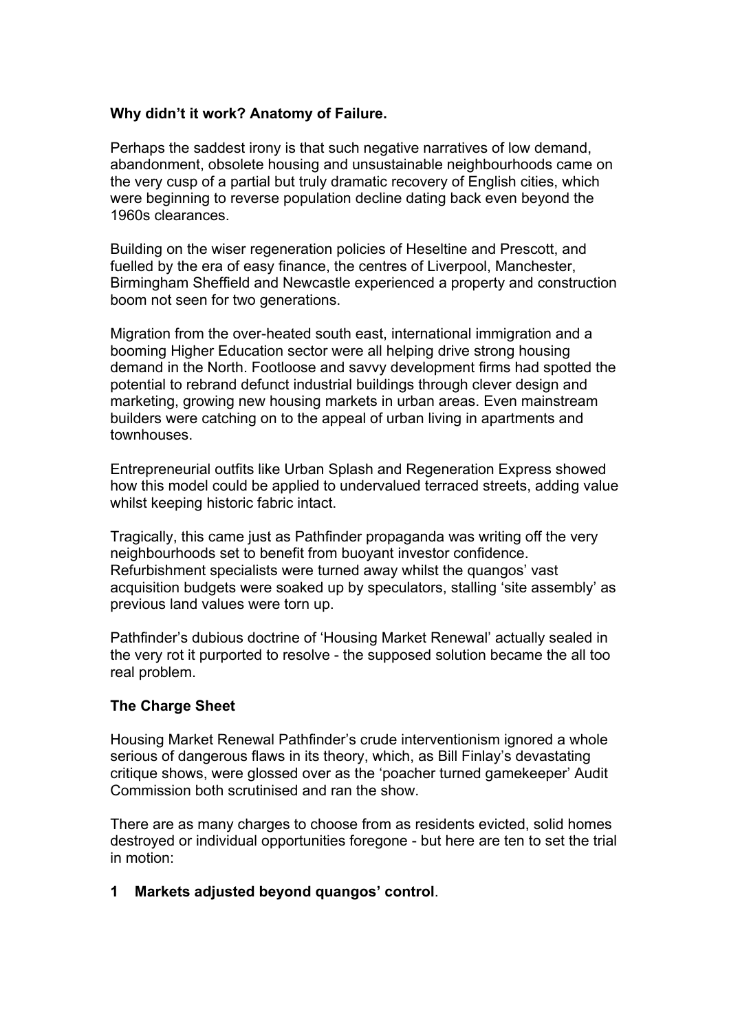**Why didn't it work? Anatomy of Failure.**

Perhaps the saddest irony is that such negative narratives of low demand, abandonment, obsolete housing and unsustainable neighbourhoods came on the very cusp of a partial but truly dramatic recovery of English cities, which were beginning to reverse population decline dating back even beyond the 1960s clearances.

Building on the wiser regeneration policies of Heseltine and Prescott, and fuelled by the era of easy finance, the centres of Liverpool, Manchester, Birmingham Sheffield and Newcastle experienced a property and construction boom not seen for two generations.

Migration from the over-heated south east, international immigration and a booming Higher Education sector were all helping drive strong housing demand in the North. Footloose and savvy development firms had spotted the potential to rebrand defunct industrial buildings through clever design and marketing, growing new housing markets in urban areas. Even mainstream builders were catching on to the appeal of urban living in apartments and townhouses.

Entrepreneurial outfits like Urban Splash and Regeneration Express showed how this model could be applied to undervalued terraced streets, adding value whilst keeping historic fabric intact.

Tragically, this came just as Pathfinder propaganda was writing off the very neighbourhoods set to benefit from buoyant investor confidence. Refurbishment specialists were turned away whilst the quangos' vast acquisition budgets were soaked up by speculators, stalling 'site assembly' as previous land values were torn up.

Pathfinder's dubious doctrine of 'Housing Market Renewal' actually sealed in the very rot it purported to resolve - the supposed solution became the all too real problem.

**The Charge Sheet**

Housing Market Renewal Pathfinder's crude interventionism ignored a whole serious of dangerous flaws in its theory, which, as Bill Finlay's devastating critique shows, were glossed over as the 'poacher turned gamekeeper' Audit Commission both scrutinised and ran the show.

There are as many charges to choose from as residents evicted, solid homes destroyed or individual opportunities foregone - but here are ten to set the trial in motion:

**1 Markets adjusted beyond quangos' control**.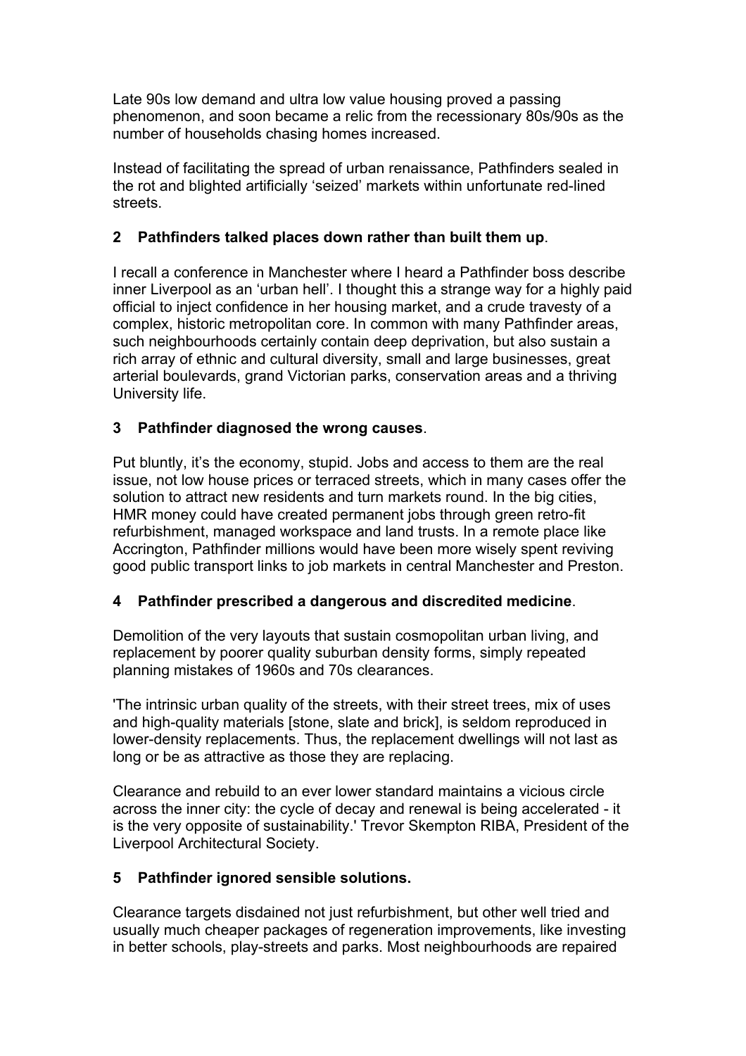Late 90s low demand and ultra low value housing proved a passing phenomenon, and soon became a relic from the recessionary 80s/90s as the number of households chasing homes increased.

Instead of facilitating the spread of urban renaissance, Pathfinders sealed in the rot and blighted artificially 'seized' markets within unfortunate red-lined streets.

**2 Pathfinders talked places down rather than built them up**.

I recall a conference in Manchester where I heard a Pathfinder boss describe inner Liverpool as an 'urban hell'. I thought this a strange way for a highly paid official to inject confidence in her housing market, and a crude travesty of a complex, historic metropolitan core. In common with many Pathfinder areas, such neighbourhoods certainly contain deep deprivation, but also sustain a rich array of ethnic and cultural diversity, small and large businesses, great arterial boulevards, grand Victorian parks, conservation areas and a thriving University life.

**3 Pathfinder diagnosed the wrong causes**.

Put bluntly, it's the economy, stupid. Jobs and access to them are the real issue, not low house prices or terraced streets, which in many cases offer the solution to attract new residents and turn markets round. In the big cities, HMR money could have created permanent jobs through green retro-fit refurbishment, managed workspace and land trusts. In a remote place like Accrington, Pathfinder millions would have been more wisely spent reviving good public transport links to job markets in central Manchester and Preston.

**4 Pathfinder prescribed a dangerous and discredited medicine**.

Demolition of the very layouts that sustain cosmopolitan urban living, and replacement by poorer quality suburban density forms, simply repeated planning mistakes of 1960s and 70s clearances.

'The intrinsic urban quality of the streets, with their street trees, mix of uses and high-quality materials [stone, slate and brick], is seldom reproduced in lower-density replacements. Thus, the replacement dwellings will not last as long or be as attractive as those they are replacing.

Clearance and rebuild to an ever lower standard maintains a vicious circle across the inner city: the cycle of decay and renewal is being accelerated - it is the very opposite of sustainability.' Trevor Skempton RIBA, President of the Liverpool Architectural Society.

**5 Pathfinder ignored sensible solutions.**

Clearance targets disdained not just refurbishment, but other well tried and usually much cheaper packages of regeneration improvements, like investing in better schools, play-streets and parks. Most neighbourhoods are repaired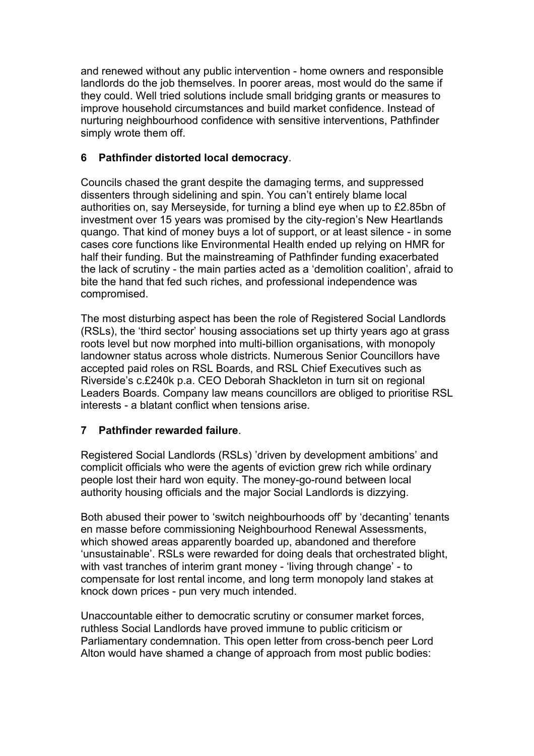and renewed without any public intervention - home owners and responsible landlords do the job themselves. In poorer areas, most would do the same if they could. Well tried solutions include small bridging grants or measures to improve household circumstances and build market confidence. Instead of nurturing neighbourhood confidence with sensitive interventions, Pathfinder simply wrote them off.

## 6 Pathfinder distorted local democracy.

Councils chased the grant despite the damaging terms, and suppressed dissenters through sidelining and spin. You can't entirely blame local authorities on, say Merseyside, for turning a blind eye when up to £2.85bn of investment over 15 years was promised by the city-region's New Heartlands quango. That kind of money buys a lot of support, or at least silence - in some cases core functions like Environmental Health ended up relying on HMR for half their funding. But the mainstreaming of Pathfinder funding exacerbated the lack of scrutiny - the main parties acted as a 'demolition coalition', afraid to bite the hand that fed such riches, and professional independence was compromised.

The most disturbing aspect has been the role of Registered Social Landlords (RSLs), the 'third sector' housing associations set up thirty years ago at grass roots level but now morphed into multi-billion organisations, with monopoly landowner status across whole districts. Numerous Senior Councillors have accepted paid roles on RSL Boards, and RSL Chief Executives such as Riverside's c.£240k p.a. CEO Deborah Shackleton in turn sit on regional Leaders Boards. Company law means councillors are obliged to prioritise RSL interests - a blatant conflict when tensions arise.

## 7 Pathfinder rewarded failure.

Registered Social Landlords (RSLs) 'driven by development ambitions' and complicit officials who were the agents of eviction grew rich while ordinary people lost their hard won equity. The money-go-round between local authority housing officials and the major Social Landlords is dizzying.

Both abused their power to 'switch neighbourhoods off' by 'decanting' tenants en masse before commissioning Neighbourhood Renewal Assessments, which showed areas apparently boarded up, abandoned and therefore 'unsustainable'. RSLs were rewarded for doing deals that orchestrated blight, with vast tranches of interim grant money - 'living through change' - to compensate for lost rental income, and long term monopoly land stakes at knock down prices - pun very much intended.

Unaccountable either to democratic scrutiny or consumer market forces, ruthless Social Landlords have proved immune to public criticism or Parliamentary condemnation. This open letter from cross-bench peer Lord Alton would have shamed a change of approach from most public bodies: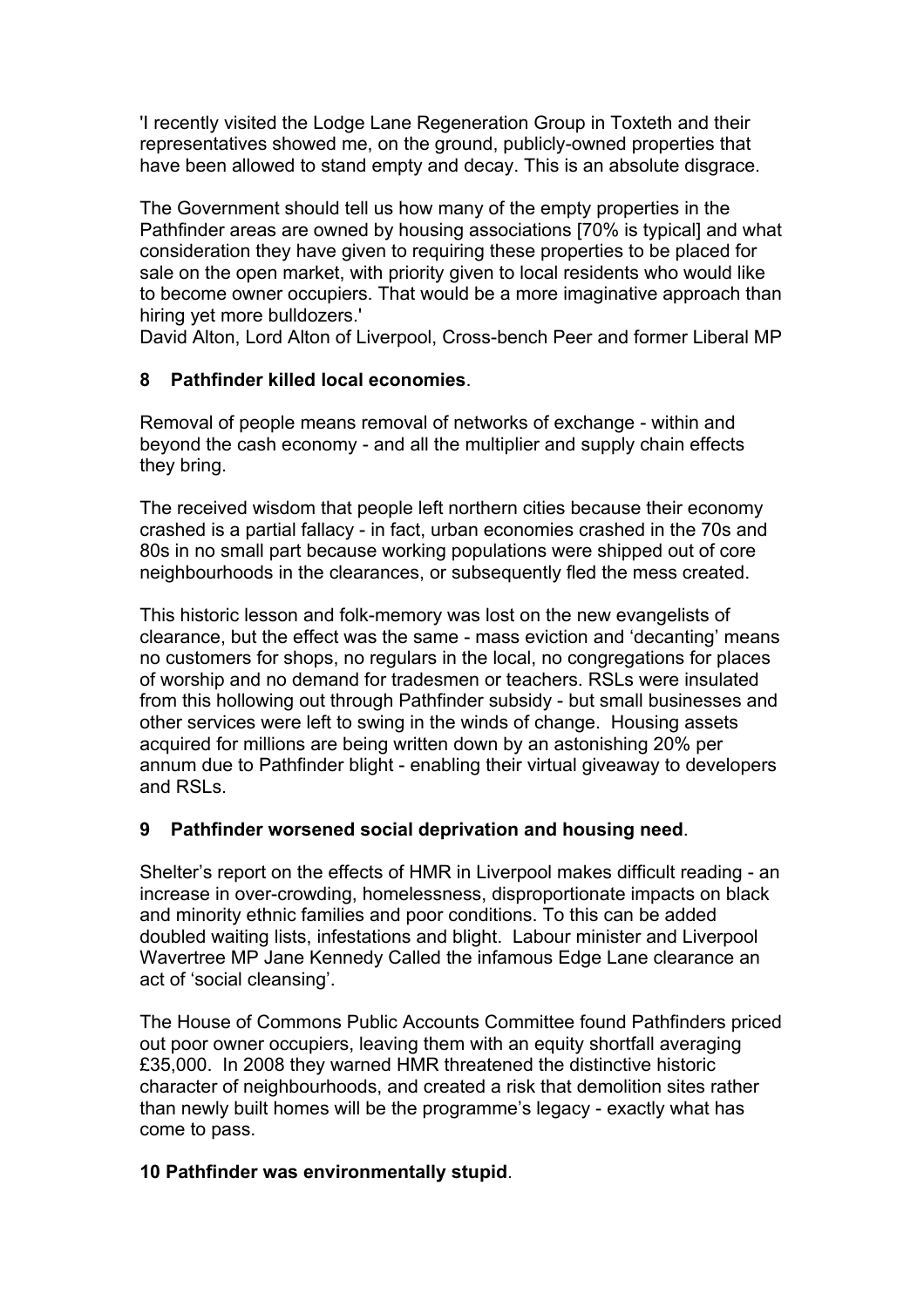'I recently visited the Lodge Lane Regeneration Group in Toxteth and their representatives showed me, on the ground, publicly-owned properties that have been allowed to stand empty and decay. This is an absolute disgrace.

The Government should tell us how many of the empty properties in the Pathfinder areas are owned by housing associations [70% is typical] and what consideration they have given to requiring these properties to be placed for sale on the open market, with priority given to local residents who would like to become owner occupiers. That would be a more imaginative approach than hiring yet more bulldozers.'
David Alton, Lord Alton of Liverpool, Cross-bench Peer and former Liberal MP

**8 Pathfinder killed local economies**.

Removal of people means removal of networks of exchange - within and beyond the cash economy - and all the multiplier and supply chain effects they bring.

The received wisdom that people left northern cities because their economy crashed is a partial fallacy - in fact, urban economies crashed in the 70s and 80s in no small part because working populations were shipped out of core neighbourhoods in the clearances, or subsequently fled the mess created.

This historic lesson and folk-memory was lost on the new evangelists of clearance, but the effect was the same - mass eviction and 'decanting' means no customers for shops, no regulars in the local, no congregations for places of worship and no demand for tradesmen or teachers. RSLs were insulated from this hollowing out through Pathfinder subsidy - but small businesses and other services were left to swing in the winds of change. Housing assets acquired for millions are being written down by an astonishing 20% per annum due to Pathfinder blight - enabling their virtual giveaway to developers and RSLs.

**9 Pathfinder worsened social deprivation and housing need**.

Shelter's report on the effects of HMR in Liverpool makes difficult reading - an increase in over-crowding, homelessness, disproportionate impacts on black and minority ethnic families and poor conditions. To this can be added doubled waiting lists, infestations and blight. Labour minister and Liverpool Wavertree MP Jane Kennedy Called the infamous Edge Lane clearance an act of 'social cleansing'.

The House of Commons Public Accounts Committee found Pathfinders priced out poor owner occupiers, leaving them with an equity shortfall averaging £35,000. In 2008 they warned HMR threatened the distinctive historic character of neighbourhoods, and created a risk that demolition sites rather than newly built homes will be the programme's legacy - exactly what has come to pass.

**10 Pathfinder was environmentally stupid**.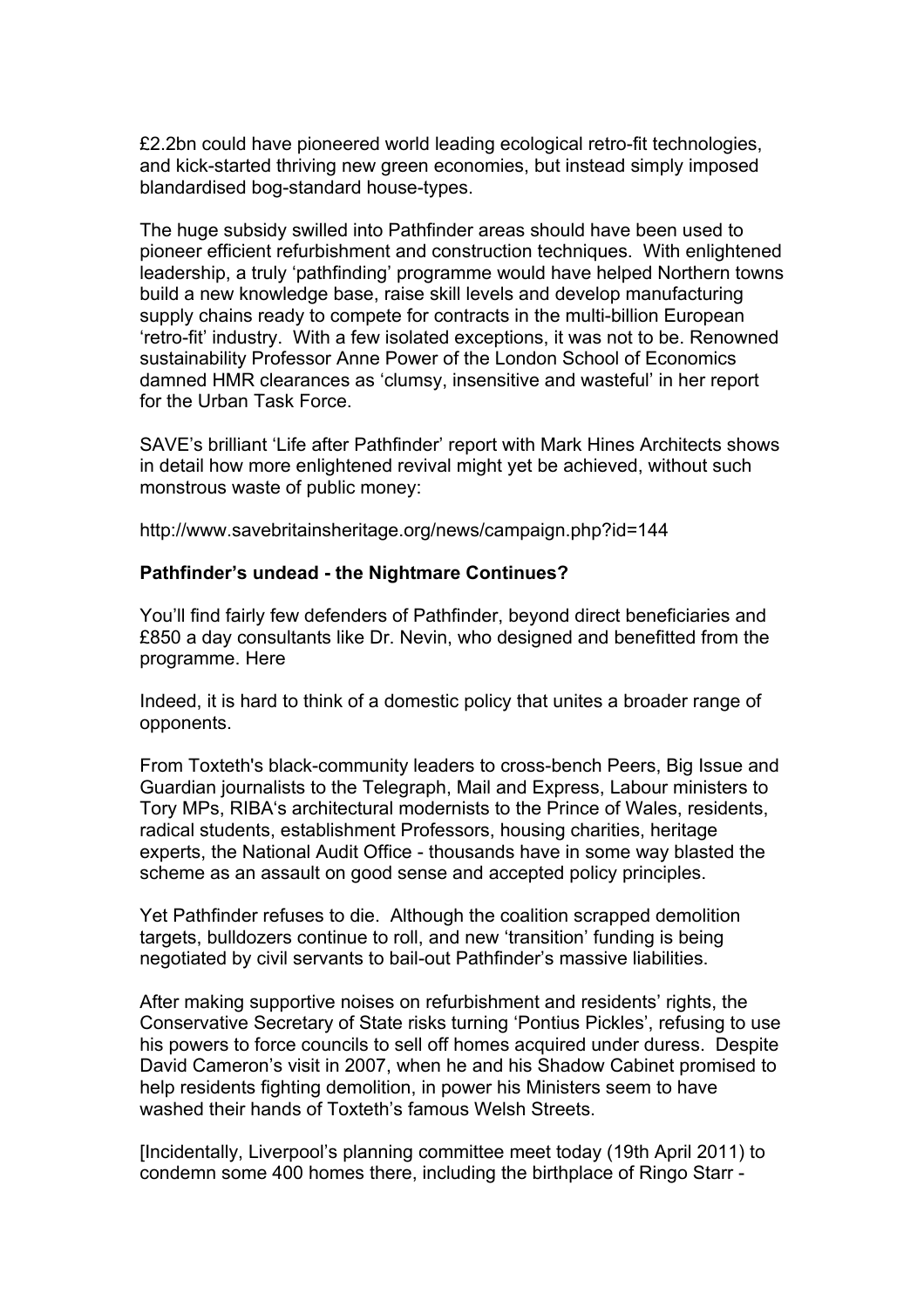£2.2bn could have pioneered world leading ecological retro-fit technologies, and kick-started thriving new green economies, but instead simply imposed blandardised bog-standard house-types.

The huge subsidy swilled into Pathfinder areas should have been used to pioneer efficient refurbishment and construction techniques. With enlightened leadership, a truly 'pathfinding' programme would have helped Northern towns build a new knowledge base, raise skill levels and develop manufacturing supply chains ready to compete for contracts in the multi-billion European 'retro-fit' industry. With a few isolated exceptions, it was not to be. Renowned sustainability Professor Anne Power of the London School of Economics damned HMR clearances as 'clumsy, insensitive and wasteful' in her report for the Urban Task Force.

SAVE's brilliant 'Life after Pathfinder' report with Mark Hines Architects shows in detail how more enlightened revival might yet be achieved, without such monstrous waste of public money:

http://www.savebritainsheritage.org/news/campaign.php?id=144

**Pathfinder's undead - the Nightmare Continues?**

You'll find fairly few defenders of Pathfinder, beyond direct beneficiaries and £850 a day consultants like Dr. Nevin, who designed and benefitted from the programme. Here

Indeed, it is hard to think of a domestic policy that unites a broader range of opponents.

From Toxteth's black-community leaders to cross-bench Peers, Big Issue and Guardian journalists to the Telegraph, Mail and Express, Labour ministers to Tory MPs, RIBA's architectural modernists to the Prince of Wales, residents, radical students, establishment Professors, housing charities, heritage experts, the National Audit Office - thousands have in some way blasted the scheme as an assault on good sense and accepted policy principles.

Yet Pathfinder refuses to die. Although the coalition scrapped demolition targets, bulldozers continue to roll, and new 'transition' funding is being negotiated by civil servants to bail-out Pathfinder's massive liabilities.

After making supportive noises on refurbishment and residents' rights, the Conservative Secretary of State risks turning 'Pontius Pickles', refusing to use his powers to force councils to sell off homes acquired under duress. Despite David Cameron's visit in 2007, when he and his Shadow Cabinet promised to help residents fighting demolition, in power his Ministers seem to have washed their hands of Toxteth's famous Welsh Streets.

[Incidentally, Liverpool's planning committee meet today (19th April 2011) to condemn some 400 homes there, including the birthplace of Ringo Starr -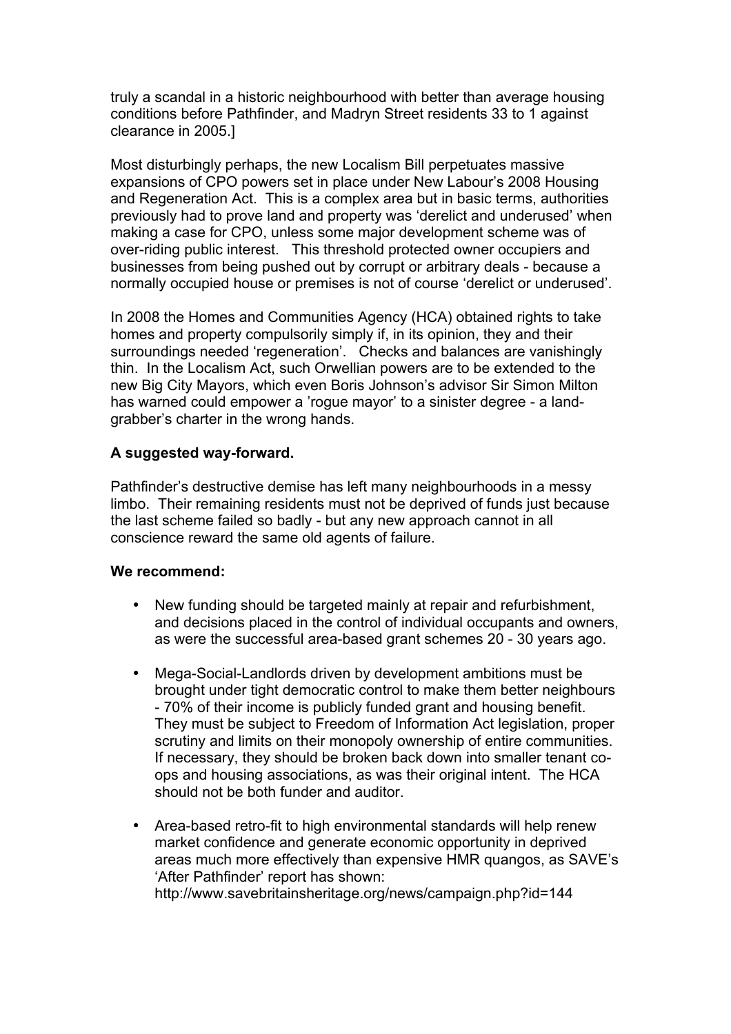truly a scandal in a historic neighbourhood with better than average housing conditions before Pathfinder, and Madryn Street residents 33 to 1 against clearance in 2005.]

Most disturbingly perhaps, the new Localism Bill perpetuates massive expansions of CPO powers set in place under New Labour's 2008 Housing and Regeneration Act. This is a complex area but in basic terms, authorities previously had to prove land and property was 'derelict and underused' when making a case for CPO, unless some major development scheme was of over-riding public interest. This threshold protected owner occupiers and businesses from being pushed out by corrupt or arbitrary deals - because a normally occupied house or premises is not of course 'derelict or underused'.

In 2008 the Homes and Communities Agency (HCA) obtained rights to take homes and property compulsorily simply if, in its opinion, they and their surroundings needed 'regeneration'. Checks and balances are vanishingly thin. In the Localism Act, such Orwellian powers are to be extended to the new Big City Mayors, which even Boris Johnson's advisor Sir Simon Milton has warned could empower a 'rogue mayor' to a sinister degree - a land-grabber's charter in the wrong hands.

**A suggested way-forward.**

Pathfinder's destructive demise has left many neighbourhoods in a messy limbo. Their remaining residents must not be deprived of funds just because the last scheme failed so badly - but any new approach cannot in all conscience reward the same old agents of failure.

**We recommend:**

- New funding should be targeted mainly at repair and refurbishment, and decisions placed in the control of individual occupants and owners, as were the successful area-based grant schemes 20 - 30 years ago.

- Mega-Social-Landlords driven by development ambitions must be brought under tight democratic control to make them better neighbours - 70% of their income is publicly funded grant and housing benefit. They must be subject to Freedom of Information Act legislation, proper scrutiny and limits on their monopoly ownership of entire communities. If necessary, they should be broken back down into smaller tenant co-ops and housing associations, as was their original intent. The HCA should not be both funder and auditor.

- Area-based retro-fit to high environmental standards will help renew market confidence and generate economic opportunity in deprived areas much more effectively than expensive HMR quangos, as SAVE's 'After Pathfinder' report has shown: http://www.savebritainsheritage.org/news/campaign.php?id=144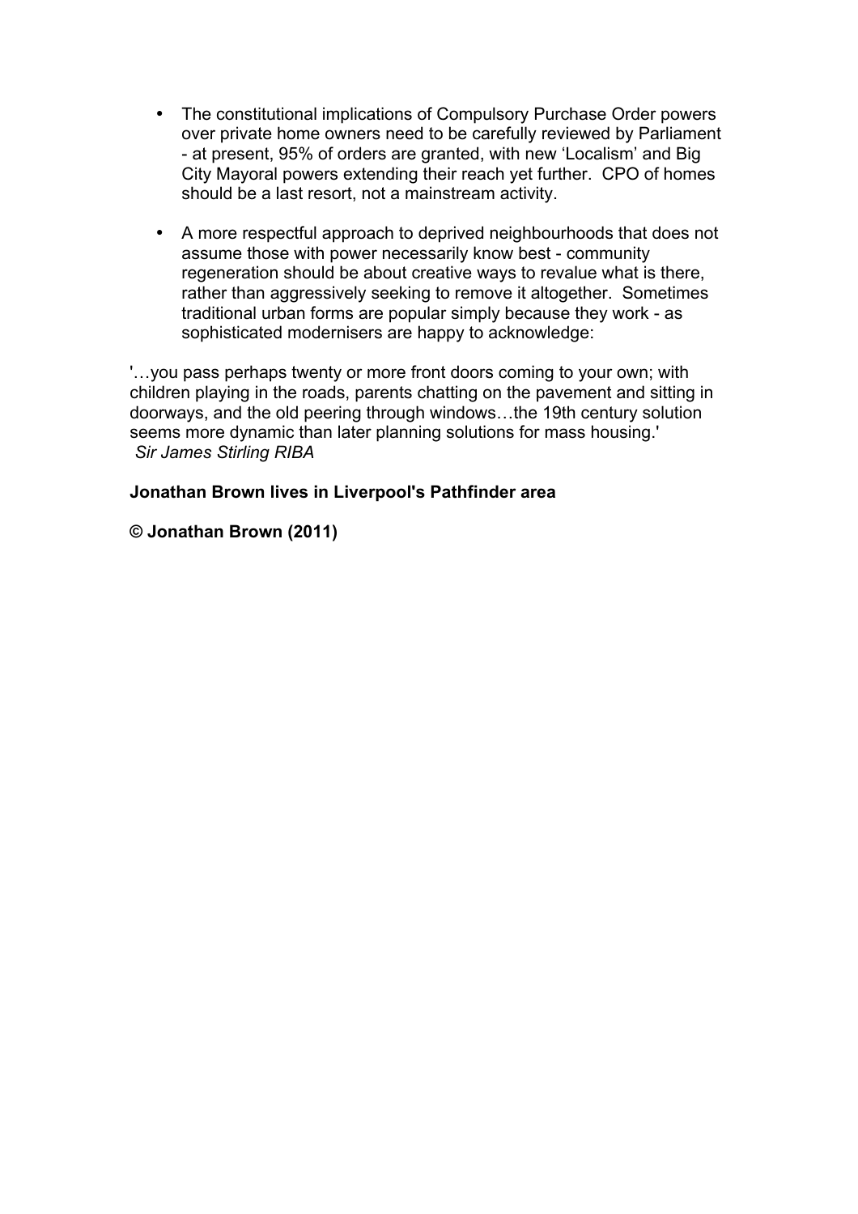- The constitutional implications of Compulsory Purchase Order powers over private home owners need to be carefully reviewed by Parliament - at present, 95% of orders are granted, with new 'Localism' and Big City Mayoral powers extending their reach yet further. CPO of homes should be a last resort, not a mainstream activity.

- A more respectful approach to deprived neighbourhoods that does not assume those with power necessarily know best - community regeneration should be about creative ways to revalue what is there, rather than aggressively seeking to remove it altogether. Sometimes traditional urban forms are popular simply because they work - as sophisticated modernisers are happy to acknowledge:

'…you pass perhaps twenty or more front doors coming to your own; with children playing in the roads, parents chatting on the pavement and sitting in doorways, and the old peering through windows…the 19th century solution seems more dynamic than later planning solutions for mass housing.'
*Sir James Stirling RIBA*

**Jonathan Brown lives in Liverpool's Pathfinder area**

**© Jonathan Brown (2011)**